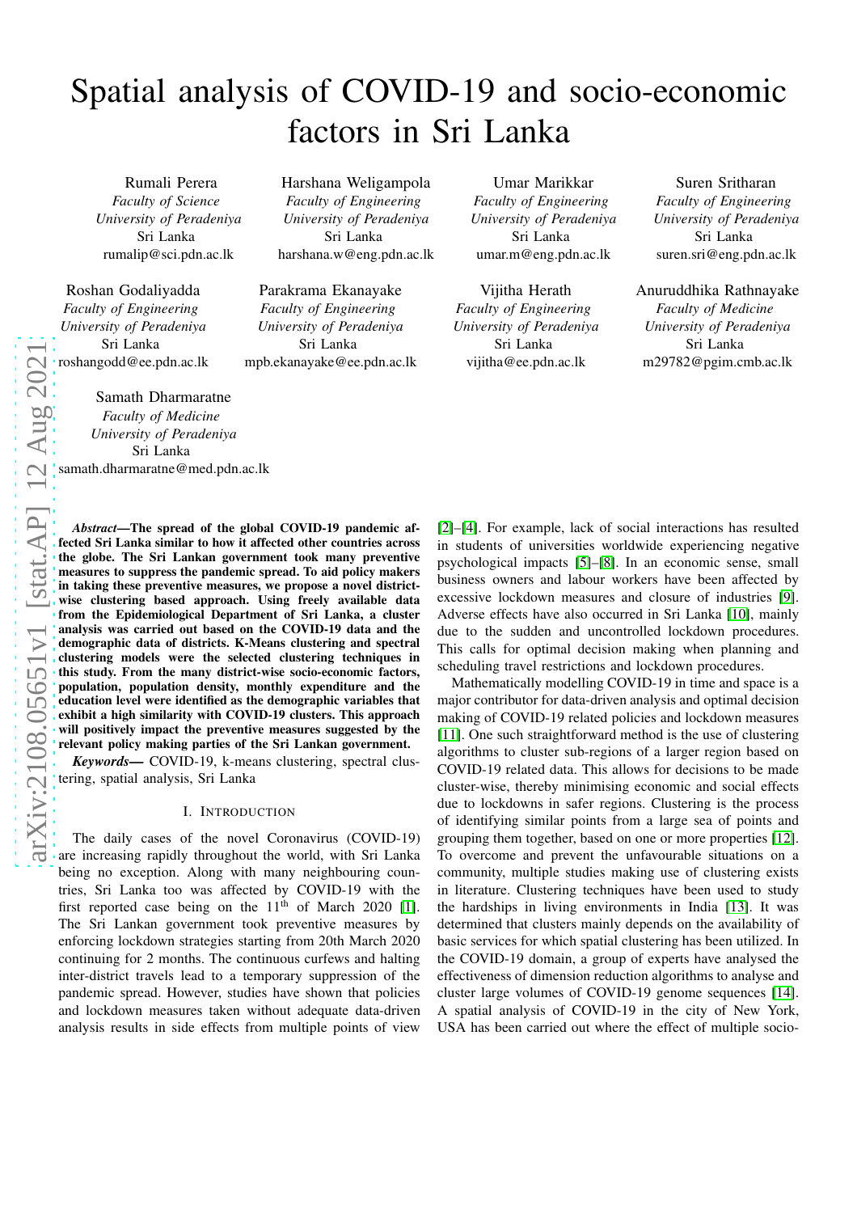# Spatial analysis of COVID-19 and socio-economic factors in Sri Lanka

Rumali Perera
*Faculty of Science*
*University of Peradeniya*
Sri Lanka
rumalip@sci.pdn.ac.lk

Harshana Weligampola
*Faculty of Engineering*
*University of Peradeniya*
Sri Lanka
harshana.w@eng.pdn.ac.lk

Umar Marikkar
*Faculty of Engineering*
*University of Peradeniya*
Sri Lanka
umar.m@eng.pdn.ac.lk

Suren Sritharan
*Faculty of Engineering*
*University of Peradeniya*
Sri Lanka
suren.sri@eng.pdn.ac.lk

Roshan Godaliyadda
*Faculty of Engineering*
*University of Peradeniya*
Sri Lanka
roshangodd@ee.pdn.ac.lk

Parakrama Ekanayake
*Faculty of Engineering*
*University of Peradeniya*
Sri Lanka
mpb.ekanayake@ee.pdn.ac.lk

Vijitha Herath
*Faculty of Engineering*
*University of Peradeniya*
Sri Lanka
vijitha@ee.pdn.ac.lk

Anuruddhika Rathnayake
*Faculty of Medicine*
*University of Peradeniya*
Sri Lanka
m29782@pgim.cmb.ac.lk

Samath Dharmaratne
*Faculty of Medicine*
*University of Peradeniya*
Sri Lanka
samath.dharmaratne@med.pdn.ac.lk

***Abstract*—The spread of the global COVID-19 pandemic affected Sri Lanka similar to how it affected other countries across the globe. The Sri Lankan government took many preventive measures to suppress the pandemic spread. To aid policy makers in taking these preventive measures, we propose a novel district-wise clustering based approach. Using freely available data from the Epidemiological Department of Sri Lanka, a cluster analysis was carried out based on the COVID-19 data and the demographic data of districts. K-Means clustering and spectral clustering models were the selected clustering techniques in this study. From the many district-wise socio-economic factors, population, population density, monthly expenditure and the education level were identified as the demographic variables that exhibit a high similarity with COVID-19 clusters. This approach will positively impact the preventive measures suggested by the relevant policy making parties of the Sri Lankan government.**

***Keywords*—** COVID-19, k-means clustering, spectral clustering, spatial analysis, Sri Lanka

## I. Introduction

The daily cases of the novel Coronavirus (COVID-19) are increasing rapidly throughout the world, with Sri Lanka being no exception. Along with many neighbouring countries, Sri Lanka too was affected by COVID-19 with the first reported case being on the 11th of March 2020 [1]. The Sri Lankan government took preventive measures by enforcing lockdown strategies starting from 20th March 2020 continuing for 2 months. The continuous curfews and halting inter-district travels lead to a temporary suppression of the pandemic spread. However, studies have shown that policies and lockdown measures taken without adequate data-driven analysis results in side effects from multiple points of view [2]–[4]. For example, lack of social interactions has resulted in students of universities worldwide experiencing negative psychological impacts [5]–[8]. In an economic sense, small business owners and labour workers have been affected by excessive lockdown measures and closure of industries [9]. Adverse effects have also occurred in Sri Lanka [10], mainly due to the sudden and uncontrolled lockdown procedures. This calls for optimal decision making when planning and scheduling travel restrictions and lockdown procedures.

Mathematically modelling COVID-19 in time and space is a major contributor for data-driven analysis and optimal decision making of COVID-19 related policies and lockdown measures [11]. One such straightforward method is the use of clustering algorithms to cluster sub-regions of a larger region based on COVID-19 related data. This allows for decisions to be made cluster-wise, thereby minimising economic and social effects due to lockdowns in safer regions. Clustering is the process of identifying similar points from a large sea of points and grouping them together, based on one or more properties [12]. To overcome and prevent the unfavourable situations on a community, multiple studies making use of clustering exists in literature. Clustering techniques have been used to study the hardships in living environments in India [13]. It was determined that clusters mainly depends on the availability of basic services for which spatial clustering has been utilized. In the COVID-19 domain, a group of experts have analysed the effectiveness of dimension reduction algorithms to analyse and cluster large volumes of COVID-19 genome sequences [14]. A spatial analysis of COVID-19 in the city of New York, USA has been carried out where the effect of multiple socio-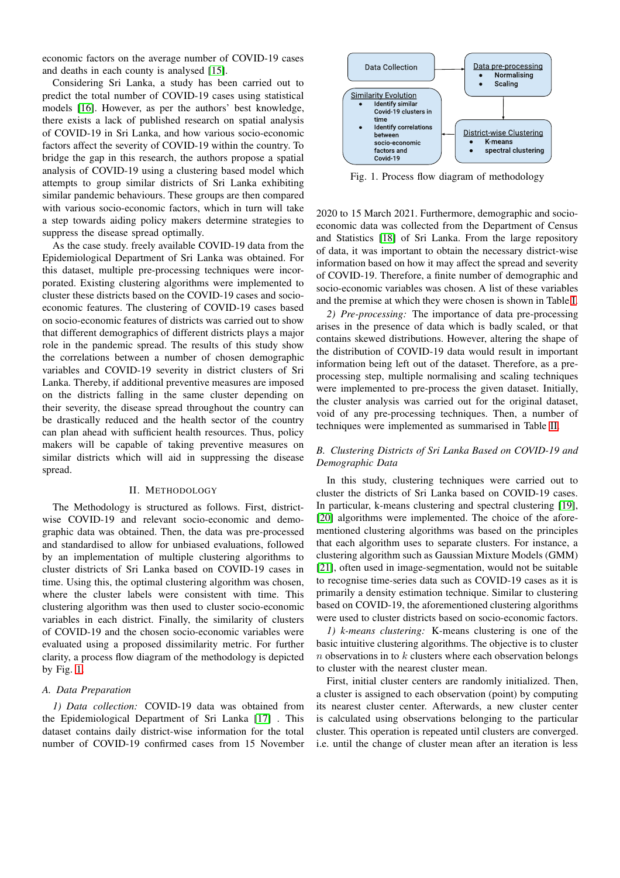economic factors on the average number of COVID-19 cases and deaths in each county is analysed [15].

Considering Sri Lanka, a study has been carried out to predict the total number of COVID-19 cases using statistical models [16]. However, as per the authors' best knowledge, there exists a lack of published research on spatial analysis of COVID-19 in Sri Lanka, and how various socio-economic factors affect the severity of COVID-19 within the country. To bridge the gap in this research, the authors propose a spatial analysis of COVID-19 using a clustering based model which attempts to group similar districts of Sri Lanka exhibiting similar pandemic behaviours. These groups are then compared with various socio-economic factors, which in turn will take a step towards aiding policy makers determine strategies to suppress the disease spread optimally.

As the case study. freely available COVID-19 data from the Epidemiological Department of Sri Lanka was obtained. For this dataset, multiple pre-processing techniques were incorporated. Existing clustering algorithms were implemented to cluster these districts based on the COVID-19 cases and socio-economic features. The clustering of COVID-19 cases based on socio-economic features of districts was carried out to show that different demographics of different districts plays a major role in the pandemic spread. The results of this study show the correlations between a number of chosen demographic variables and COVID-19 severity in district clusters of Sri Lanka. Thereby, if additional preventive measures are imposed on the districts falling in the same cluster depending on their severity, the disease spread throughout the country can be drastically reduced and the health sector of the country can plan ahead with sufficient health resources. Thus, policy makers will be capable of taking preventive measures on similar districts which will aid in suppressing the disease spread.

## II. Methodology

The Methodology is structured as follows. First, district-wise COVID-19 and relevant socio-economic and demographic data was obtained. Then, the data was pre-processed and standardised to allow for unbiased evaluations, followed by an implementation of multiple clustering algorithms to cluster districts of Sri Lanka based on COVID-19 cases in time. Using this, the optimal clustering algorithm was chosen, where the cluster labels were consistent with time. This clustering algorithm was then used to cluster socio-economic variables in each district. Finally, the similarity of clusters of COVID-19 and the chosen socio-economic variables were evaluated using a proposed dissimilarity metric. For further clarity, a process flow diagram of the methodology is depicted by Fig. 1.

Data Collection → Data pre-processing (Normalising; Scaling) → District-wise Clustering (K-means; spectral clustering) → Similarity Evolution (Identify similar Covid-19 clusters in time; Identify correlations between socio-economic factors and Covid-19)

Fig. 1. Process flow diagram of methodology

### A. Data Preparation

*1) Data collection:* COVID-19 data was obtained from the Epidemiological Department of Sri Lanka [17] . This dataset contains daily district-wise information for the total number of COVID-19 confirmed cases from 15 November 2020 to 15 March 2021. Furthermore, demographic and socio-economic data was collected from the Department of Census and Statistics [18] of Sri Lanka. From the large repository of data, it was important to obtain the necessary district-wise information based on how it may affect the spread and severity of COVID-19. Therefore, a finite number of demographic and socio-economic variables was chosen. A list of these variables and the premise at which they were chosen is shown in Table I.

*2) Pre-processing:* The importance of data pre-processing arises in the presence of data which is badly scaled, or that contains skewed distributions. However, altering the shape of the distribution of COVID-19 data would result in important information being left out of the dataset. Therefore, as a pre-processing step, multiple normalising and scaling techniques were implemented to pre-process the given dataset. Initially, the cluster analysis was carried out for the original dataset, void of any pre-processing techniques. Then, a number of techniques were implemented as summarised in Table II.

### B. Clustering Districts of Sri Lanka Based on COVID-19 and Demographic Data

In this study, clustering techniques were carried out to cluster the districts of Sri Lanka based on COVID-19 cases. In particular, k-means clustering and spectral clustering [19], [20] algorithms were implemented. The choice of the aforementioned clustering algorithms was based on the principles that each algorithm uses to separate clusters. For instance, a clustering algorithm such as Gaussian Mixture Models (GMM) [21], often used in image-segmentation, would not be suitable to recognise time-series data such as COVID-19 cases as it is primarily a density estimation technique. Similar to clustering based on COVID-19, the aforementioned clustering algorithms were used to cluster districts based on socio-economic factors.

*1) k-means clustering:* K-means clustering is one of the basic intuitive clustering algorithms. The objective is to cluster $n$ observations in to $k$ clusters where each observation belongs to cluster with the nearest cluster mean.

First, initial cluster centers are randomly initialized. Then, a cluster is assigned to each observation (point) by computing its nearest cluster center. Afterwards, a new cluster center is calculated using observations belonging to the particular cluster. This operation is repeated until clusters are converged. i.e. until the change of cluster mean after an iteration is less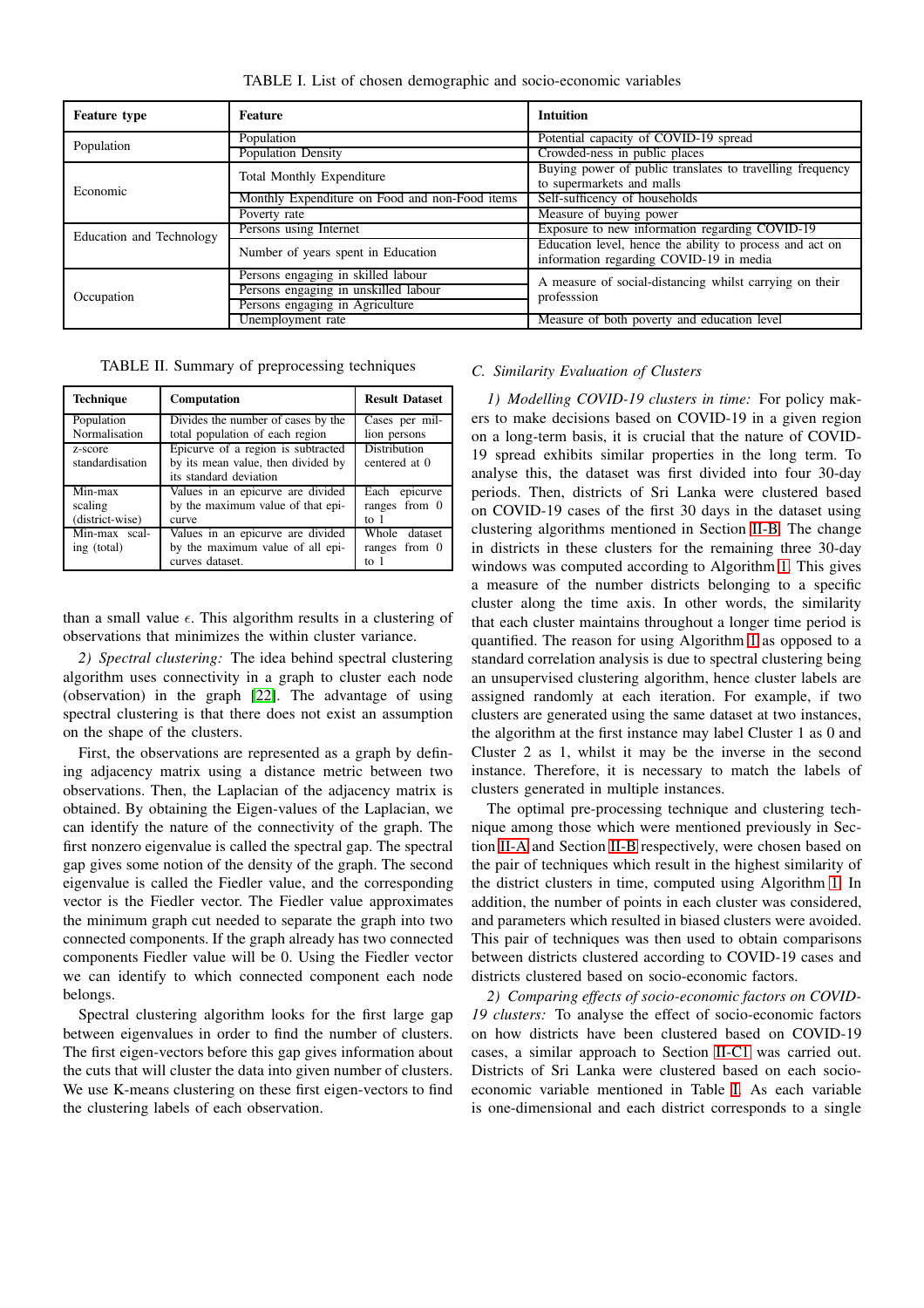TABLE I. List of chosen demographic and socio-economic variables

| Feature type | Feature | Intuition |
|---|---|---|
| Population | Population | Potential capacity of COVID-19 spread |
| | Population Density | Crowded-ness in public places |
| Economic | Total Monthly Expenditure | Buying power of public translates to travelling frequency to supermarkets and malls |
| | Monthly Expenditure on Food and non-Food items | Self-sufficency of households |
| | Poverty rate | Measure of buying power |
| Education and Technology | Persons using Internet | Exposure to new information regarding COVID-19 |
| | Number of years spent in Education | Education level, hence the ability to process and act on information regarding COVID-19 in media |
| Occupation | Persons engaging in skilled labour | A measure of social-distancing whilst carrying on their professsion |
| | Persons engaging in unskilled labour | |
| | Persons engaging in Agriculture | |
| | Unemployment rate | Measure of both poverty and education level |

TABLE II. Summary of preprocessing techniques

| Technique | Computation | Result Dataset |
|---|---|---|
| Population Normalisation | Divides the number of cases by the total population of each region | Cases per million persons |
| z-score standardisation | Epicurve of a region is subtracted by its mean value, then divided by its standard deviation | Distribution centered at 0 |
| Min-max scaling (district-wise) | Values in an epicurve are divided by the maximum value of that epicurve | Each epicurve ranges from 0 to 1 |
| Min-max scaling (total) | Values in an epicurve are divided by the maximum value of all epicurves dataset. | Whole dataset ranges from 0 to 1 |

than a small value $\epsilon$. This algorithm results in a clustering of observations that minimizes the within cluster variance.

*2) Spectral clustering:* The idea behind spectral clustering algorithm uses connectivity in a graph to cluster each node (observation) in the graph [22]. The advantage of using spectral clustering is that there does not exist an assumption on the shape of the clusters.

First, the observations are represented as a graph by defining adjacency matrix using a distance metric between two observations. Then, the Laplacian of the adjacency matrix is obtained. By obtaining the Eigen-values of the Laplacian, we can identify the nature of the connectivity of the graph. The first nonzero eigenvalue is called the spectral gap. The spectral gap gives some notion of the density of the graph. The second eigenvalue is called the Fiedler value, and the corresponding vector is the Fiedler vector. The Fiedler value approximates the minimum graph cut needed to separate the graph into two connected components. If the graph already has two connected components Fiedler value will be 0. Using the Fiedler vector we can identify to which connected component each node belongs.

Spectral clustering algorithm looks for the first large gap between eigenvalues in order to find the number of clusters. The first eigen-vectors before this gap gives information about the cuts that will cluster the data into given number of clusters. We use K-means clustering on these first eigen-vectors to find the clustering labels of each observation.

### C. Similarity Evaluation of Clusters

*1) Modelling COVID-19 clusters in time:* For policy makers to make decisions based on COVID-19 in a given region on a long-term basis, it is crucial that the nature of COVID-19 spread exhibits similar properties in the long term. To analyse this, the dataset was first divided into four 30-day periods. Then, districts of Sri Lanka were clustered based on COVID-19 cases of the first 30 days in the dataset using clustering algorithms mentioned in Section II-B. The change in districts in these clusters for the remaining three 30-day windows was computed according to Algorithm 1. This gives a measure of the number districts belonging to a specific cluster along the time axis. In other words, the similarity that each cluster maintains throughout a longer time period is quantified. The reason for using Algorithm 1 as opposed to a standard correlation analysis is due to spectral clustering being an unsupervised clustering algorithm, hence cluster labels are assigned randomly at each iteration. For example, if two clusters are generated using the same dataset at two instances, the algorithm at the first instance may label Cluster 1 as 0 and Cluster 2 as 1, whilst it may be the inverse in the second instance. Therefore, it is necessary to match the labels of clusters generated in multiple instances.

The optimal pre-processing technique and clustering technique among those which were mentioned previously in Section II-A and Section II-B respectively, were chosen based on the pair of techniques which result in the highest similarity of the district clusters in time, computed using Algorithm 1. In addition, the number of points in each cluster was considered, and parameters which resulted in biased clusters were avoided. This pair of techniques was then used to obtain comparisons between districts clustered according to COVID-19 cases and districts clustered based on socio-economic factors.

*2) Comparing effects of socio-economic factors on COVID-19 clusters:* To analyse the effect of socio-economic factors on how districts have been clustered based on COVID-19 cases, a similar approach to Section II-C1 was carried out. Districts of Sri Lanka were clustered based on each socio-economic variable mentioned in Table I. As each variable is one-dimensional and each district corresponds to a single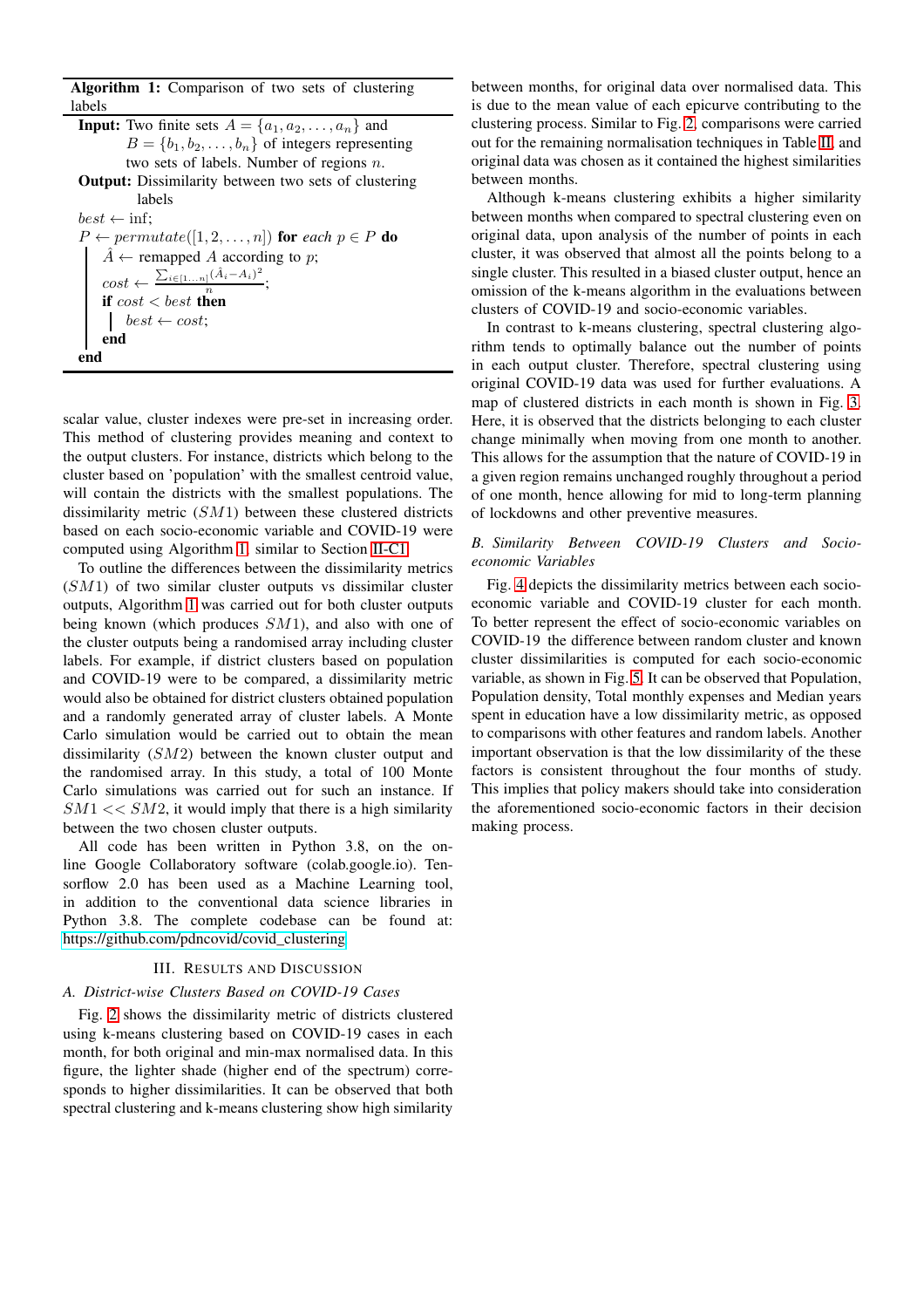**Algorithm 1:** Comparison of two sets of clustering labels

**Input:** Two finite sets $A = \{a_1, a_2, \ldots, a_n\}$ and $B = \{b_1, b_2, \ldots, b_n\}$ of integers representing two sets of labels. Number of regions $n$.

**Output:** Dissimilarity between two sets of clustering labels

$best \leftarrow \inf$;
$P \leftarrow permutate([1, 2, \ldots, n])$ **for** *each* $p \in P$ **do**
  $\hat{A} \leftarrow$ remapped $A$ according to $p$;
  $cost \leftarrow \frac{\sum_{i \in [1 \ldots n]} (\hat{A}_i - A_i)^2}{n}$;
  **if** $cost < best$ **then**
    $best \leftarrow cost$;
  **end**
**end**

scalar value, cluster indexes were pre-set in increasing order. This method of clustering provides meaning and context to the output clusters. For instance, districts which belong to the cluster based on 'population' with the smallest centroid value, will contain the districts with the smallest populations. The dissimilarity metric ($SM1$) between these clustered districts based on each socio-economic variable and COVID-19 were computed using Algorithm 1, similar to Section II-C1.

To outline the differences between the dissimilarity metrics ($SM1$) of two similar cluster outputs vs dissimilar cluster outputs, Algorithm 1 was carried out for both cluster outputs being known (which produces $SM1$), and also with one of the cluster outputs being a randomised array including cluster labels. For example, if district clusters based on population and COVID-19 were to be compared, a dissimilarity metric would also be obtained for district clusters obtained population and a randomly generated array of cluster labels. A Monte Carlo simulation would be carried out to obtain the mean dissimilarity ($SM2$) between the known cluster output and the randomised array. In this study, a total of 100 Monte Carlo simulations was carried out for such an instance. If $SM1 << SM2$, it would imply that there is a high similarity between the two chosen cluster outputs.

All code has been written in Python 3.8, on the online Google Collaboratory software (colab.google.io). Tensorflow 2.0 has been used as a Machine Learning tool, in addition to the conventional data science libraries in Python 3.8. The complete codebase can be found at: https://github.com/pdncovid/covid_clustering

## III. Results and Discussion

### A. District-wise Clusters Based on COVID-19 Cases

Fig. 2 shows the dissimilarity metric of districts clustered using k-means clustering based on COVID-19 cases in each month, for both original and min-max normalised data. In this figure, the lighter shade (higher end of the spectrum) corresponds to higher dissimilarities. It can be observed that both spectral clustering and k-means clustering show high similarity between months, for original data over normalised data. This is due to the mean value of each epicurve contributing to the clustering process. Similar to Fig. 2, comparisons were carried out for the remaining normalisation techniques in Table III, and original data was chosen as it contained the highest similarities between months.

Although k-means clustering exhibits a higher similarity between months when compared to spectral clustering even on original data, upon analysis of the number of points in each cluster, it was observed that almost all the points belong to a single cluster. This resulted in a biased cluster output, hence an omission of the k-means algorithm in the evaluations between clusters of COVID-19 and socio-economic variables.

In contrast to k-means clustering, spectral clustering algorithm tends to optimally balance out the number of points in each output cluster. Therefore, spectral clustering using original COVID-19 data was used for further evaluations. A map of clustered districts in each month is shown in Fig. 3. Here, it is observed that the districts belonging to each cluster change minimally when moving from one month to another. This allows for the assumption that the nature of COVID-19 in a given region remains unchanged roughly throughout a period of one month, hence allowing for mid to long-term planning of lockdowns and other preventive measures.

### B. Similarity Between COVID-19 Clusters and Socio-economic Variables

Fig. 4 depicts the dissimilarity metrics between each socio-economic variable and COVID-19 cluster for each month. To better represent the effect of socio-economic variables on COVID-19 the difference between random cluster and known cluster dissimilarities is computed for each socio-economic variable, as shown in Fig. 5. It can be observed that Population, Population density, Total monthly expenses and Median years spent in education have a low dissimilarity metric, as opposed to comparisons with other features and random labels. Another important observation is that the low dissimilarity of the these factors is consistent throughout the four months of study. This implies that policy makers should take into consideration the aforementioned socio-economic factors in their decision making process.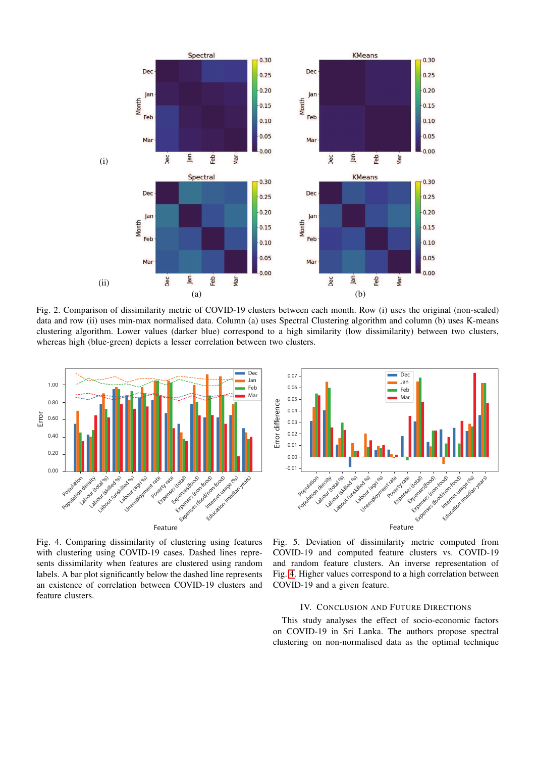Fig. 2. Comparison of dissimilarity metric of COVID-19 clusters between each month. Row (i) uses the original (non-scaled) data and row (ii) uses min-max normalised data. Column (a) uses Spectral Clustering algorithm and column (b) uses K-means clustering algorithm. Lower values (darker blue) correspond to a high similarity (low dissimilarity) between two clusters, whereas high (blue-green) depicts a lesser correlation between two clusters.

Fig. 4. Comparing dissimilarity of clustering using features with clustering using COVID-19 cases. Dashed lines represents dissimilarity when features are clustered using random labels. A bar plot significantly below the dashed line represents an existence of correlation between COVID-19 clusters and feature clusters.

Fig. 5. Deviation of dissimilarity metric computed from COVID-19 and computed feature clusters vs. COVID-19 and random feature clusters. An inverse representation of Fig. 4. Higher values correspond to a high correlation between COVID-19 and a given feature.

## IV. Conclusion and Future Directions

This study analyses the effect of socio-economic factors on COVID-19 in Sri Lanka. The authors propose spectral clustering on non-normalised data as the optimal technique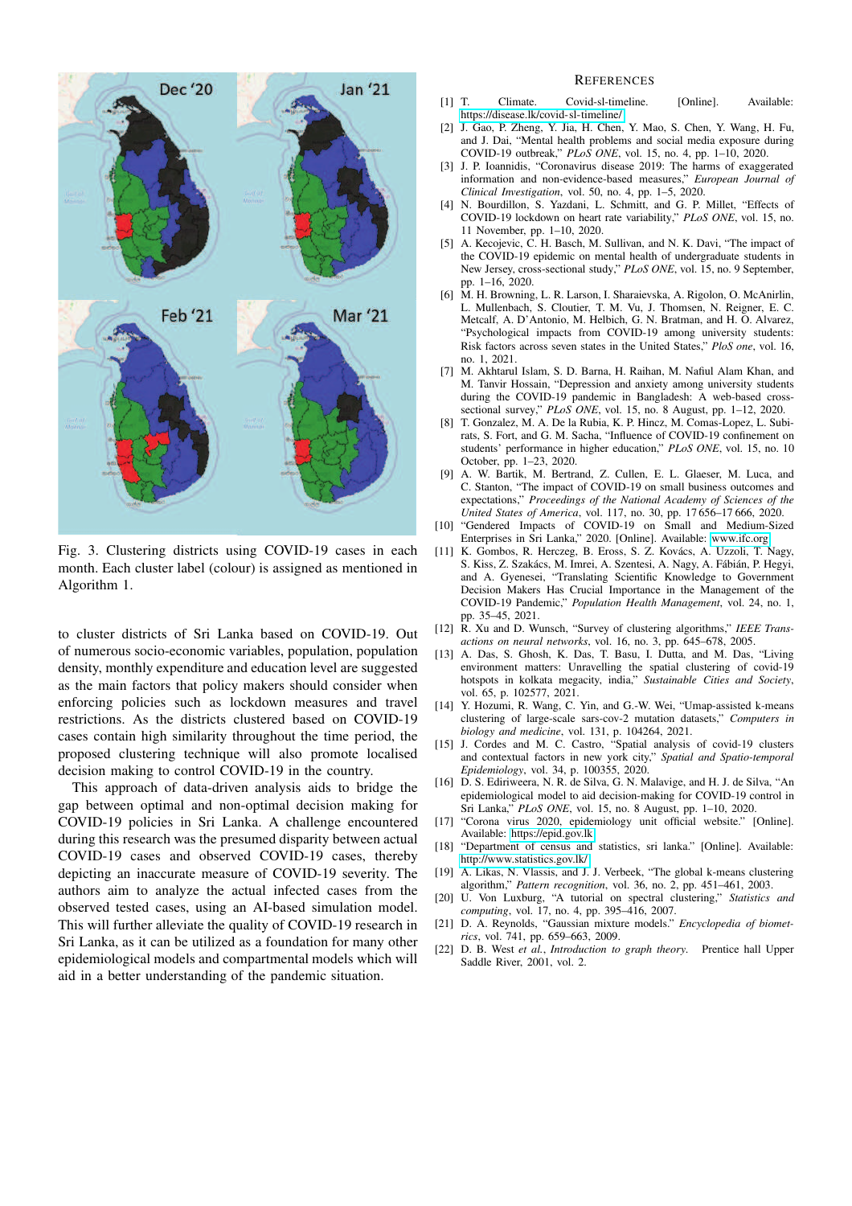Dec '20

Jan '21

Feb '21

Mar '21

Fig. 3. Clustering districts using COVID-19 cases in each month. Each cluster label (colour) is assigned as mentioned in Algorithm 1.

to cluster districts of Sri Lanka based on COVID-19. Out of numerous socio-economic variables, population, population density, monthly expenditure and education level are suggested as the main factors that policy makers should consider when enforcing policies such as lockdown measures and travel restrictions. As the districts clustered based on COVID-19 cases contain high similarity throughout the time period, the proposed clustering technique will also promote localised decision making to control COVID-19 in the country.

This approach of data-driven analysis aids to bridge the gap between optimal and non-optimal decision making for COVID-19 policies in Sri Lanka. A challenge encountered during this research was the presumed disparity between actual COVID-19 cases and observed COVID-19 cases, thereby depicting an inaccurate measure of COVID-19 severity. The authors aim to analyze the actual infected cases from the observed tested cases, using an AI-based simulation model. This will further alleviate the quality of COVID-19 research in Sri Lanka, as it can be utilized as a foundation for many other epidemiological models and compartmental models which will aid in a better understanding of the pandemic situation.

## References

[1] T. Climate. Covid-sl-timeline. [Online]. Available: https://disease.lk/covid-sl-timeline/

[2] J. Gao, P. Zheng, Y. Jia, H. Chen, Y. Mao, S. Chen, Y. Wang, H. Fu, and J. Dai, "Mental health problems and social media exposure during COVID-19 outbreak," *PLoS ONE*, vol. 15, no. 4, pp. 1–10, 2020.

[3] J. P. Ioannidis, "Coronavirus disease 2019: The harms of exaggerated information and non-evidence-based measures," *European Journal of Clinical Investigation*, vol. 50, no. 4, pp. 1–5, 2020.

[4] N. Bourdillon, S. Yazdani, L. Schmitt, and G. P. Millet, "Effects of COVID-19 lockdown on heart rate variability," *PLoS ONE*, vol. 15, no. 11 November, pp. 1–10, 2020.

[5] A. Kecojevic, C. H. Basch, M. Sullivan, and N. K. Davi, "The impact of the COVID-19 epidemic on mental health of undergraduate students in New Jersey, cross-sectional study," *PLoS ONE*, vol. 15, no. 9 September, pp. 1–16, 2020.

[6] M. H. Browning, L. R. Larson, I. Sharaievska, A. Rigolon, O. McAnirlin, L. Mullenbach, S. Cloutier, T. M. Vu, J. Thomsen, N. Reigner, E. C. Metcalf, A. D'Antonio, M. Helbich, G. N. Bratman, and H. O. Alvarez, "Psychological impacts from COVID-19 among university students: Risk factors across seven states in the United States," *PloS one*, vol. 16, no. 1, 2021.

[7] M. Akhtarul Islam, S. D. Barna, H. Raihan, M. Nafiul Alam Khan, and M. Tanvir Hossain, "Depression and anxiety among university students during the COVID-19 pandemic in Bangladesh: A web-based cross-sectional survey," *PLoS ONE*, vol. 15, no. 8 August, pp. 1–12, 2020.

[8] T. Gonzalez, M. A. De la Rubia, K. P. Hincz, M. Comas-Lopez, L. Subirats, S. Fort, and G. M. Sacha, "Influence of COVID-19 confinement on students' performance in higher education," *PLoS ONE*, vol. 15, no. 10 October, pp. 1–23, 2020.

[9] A. W. Bartik, M. Bertrand, Z. Cullen, E. L. Glaeser, M. Luca, and C. Stanton, "The impact of COVID-19 on small business outcomes and expectations," *Proceedings of the National Academy of Sciences of the United States of America*, vol. 117, no. 30, pp. 17 656–17 666, 2020.

[10] "Gendered Impacts of COVID-19 on Small and Medium-Sized Enterprises in Sri Lanka," 2020. [Online]. Available: www.ifc.org

[11] K. Gombos, R. Herczeg, B. Eross, S. Z. Kovács, A. Uzzoli, T. Nagy, S. Kiss, Z. Szakács, M. Imrei, A. Szentesi, A. Nagy, A. Fábián, P. Hegyi, and A. Gyenesei, "Translating Scientific Knowledge to Government Decision Makers Has Crucial Importance in the Management of the COVID-19 Pandemic," *Population Health Management*, vol. 24, no. 1, pp. 35–45, 2021.

[12] R. Xu and D. Wunsch, "Survey of clustering algorithms," *IEEE Transactions on neural networks*, vol. 16, no. 3, pp. 645–678, 2005.

[13] A. Das, S. Ghosh, K. Das, T. Basu, I. Dutta, and M. Das, "Living environment matters: Unravelling the spatial clustering of covid-19 hotspots in kolkata megacity, india," *Sustainable Cities and Society*, vol. 65, p. 102577, 2021.

[14] Y. Hozumi, R. Wang, C. Yin, and G.-W. Wei, "Umap-assisted k-means clustering of large-scale sars-cov-2 mutation datasets," *Computers in biology and medicine*, vol. 131, p. 104264, 2021.

[15] J. Cordes and M. C. Castro, "Spatial analysis of covid-19 clusters and contextual factors in new york city," *Spatial and Spatio-temporal Epidemiology*, vol. 34, p. 100355, 2020.

[16] D. S. Ediriweera, N. R. de Silva, G. N. Malavige, and H. J. de Silva, "An epidemiological model to aid decision-making for COVID-19 control in Sri Lanka," *PLoS ONE*, vol. 15, no. 8 August, pp. 1–10, 2020.

[17] "Corona virus 2020, epidemiology unit official website." [Online]. Available: https://epid.gov.lk

[18] "Department of census and statistics, sri lanka." [Online]. Available: http://www.statistics.gov.lk/

[19] A. Likas, N. Vlassis, and J. J. Verbeek, "The global k-means clustering algorithm," *Pattern recognition*, vol. 36, no. 2, pp. 451–461, 2003.

[20] U. Von Luxburg, "A tutorial on spectral clustering," *Statistics and computing*, vol. 17, no. 4, pp. 395–416, 2007.

[21] D. A. Reynolds, "Gaussian mixture models." *Encyclopedia of biometrics*, vol. 741, pp. 659–663, 2009.

[22] D. B. West *et al.*, *Introduction to graph theory*. Prentice hall Upper Saddle River, 2001, vol. 2.